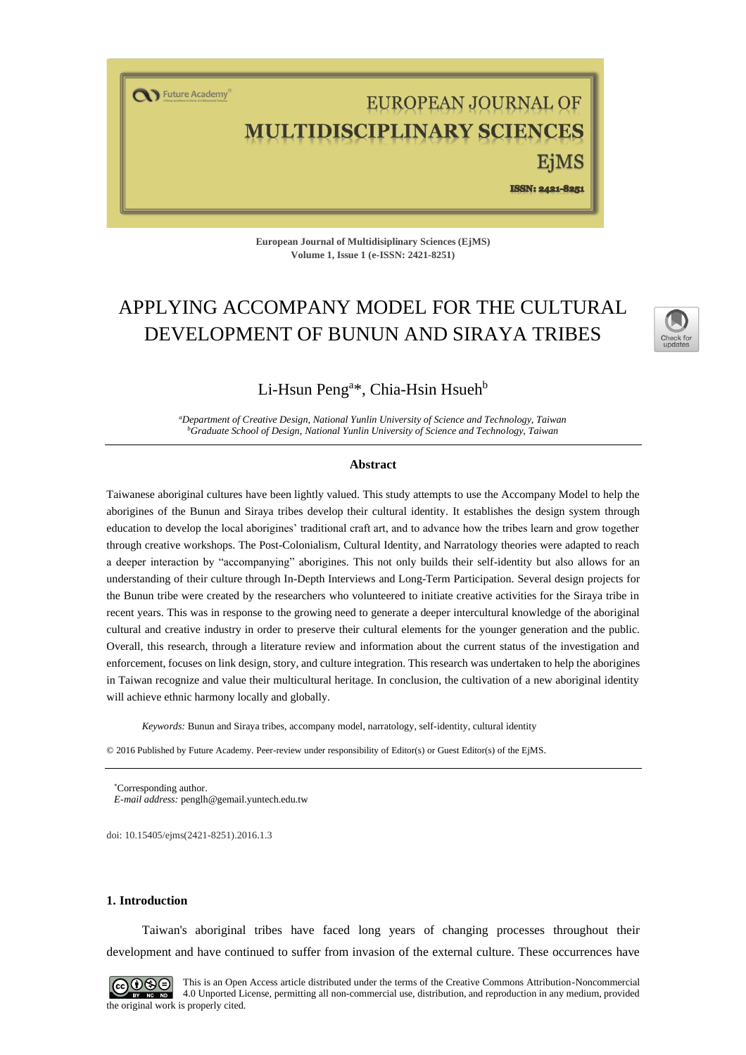European Journal of Multidisiplinary Sciences (EjMS)
Volume 1, Issue 1 (e-ISSN: 2421-8251)

# APPLYING ACCOMPANY MODEL FOR THE CULTURAL DEVELOPMENT OF BUNUN AND SIRAYA TRIBES

Li-Hsun Peng[a]*, Chia-Hsin Hsueh[b]

[a]*Department of Creative Design, National Yunlin University of Science and Technology, Taiwan*
[b]*Graduate School of Design, National Yunlin University of Science and Technology, Taiwan*

## Abstract

Taiwanese aboriginal cultures have been lightly valued. This study attempts to use the Accompany Model to help the aborigines of the Bunun and Siraya tribes develop their cultural identity. It establishes the design system through education to develop the local aborigines' traditional craft art, and to advance how the tribes learn and grow together through creative workshops. The Post-Colonialism, Cultural Identity, and Narratology theories were adapted to reach a deeper interaction by "accompanying" aborigines. This not only builds their self-identity but also allows for an understanding of their culture through In-Depth Interviews and Long-Term Participation. Several design projects for the Bunun tribe were created by the researchers who volunteered to initiate creative activities for the Siraya tribe in recent years. This was in response to the growing need to generate a deeper intercultural knowledge of the aboriginal cultural and creative industry in order to preserve their cultural elements for the younger generation and the public. Overall, this research, through a literature review and information about the current status of the investigation and enforcement, focuses on link design, story, and culture integration. This research was undertaken to help the aborigines in Taiwan recognize and value their multicultural heritage. In conclusion, the cultivation of a new aboriginal identity will achieve ethnic harmony locally and globally.

*Keywords:* Bunun and Siraya tribes, accompany model, narratology, self-identity, cultural identity

© 2016 Published by Future Academy. Peer-review under responsibility of Editor(s) or Guest Editor(s) of the EjMS.

*Corresponding author.
*E-mail address:* penglh@gemail.yuntech.edu.tw

doi: 10.15405/ejms(2421-8251).2016.1.3

## 1. Introduction

Taiwan's aboriginal tribes have faced long years of changing processes throughout their development and have continued to suffer from invasion of the external culture. These occurrences have

This is an Open Access article distributed under the terms of the Creative Commons Attribution-Noncommercial 4.0 Unported License, permitting all non-commercial use, distribution, and reproduction in any medium, provided the original work is properly cited.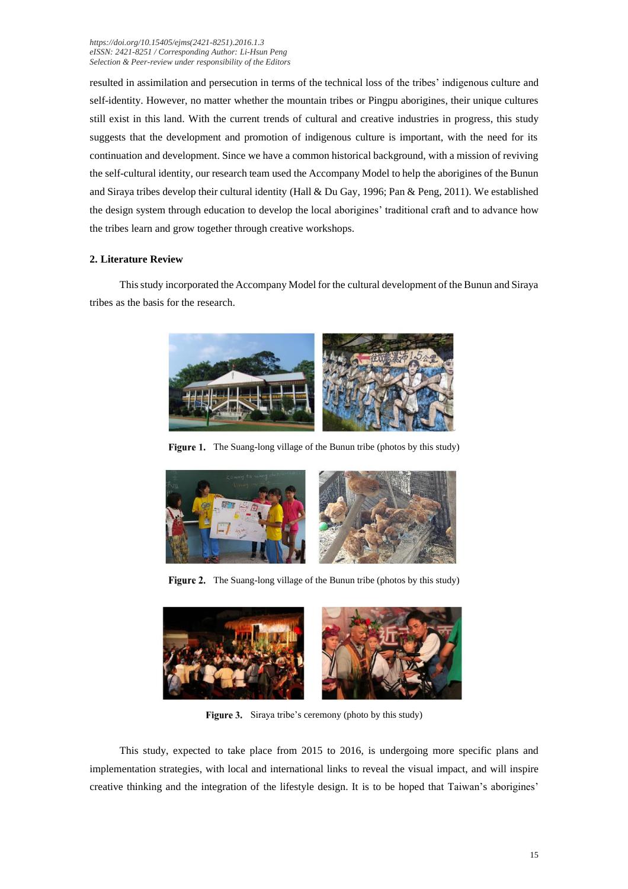resulted in assimilation and persecution in terms of the technical loss of the tribes' indigenous culture and self-identity. However, no matter whether the mountain tribes or Pingpu aborigines, their unique cultures still exist in this land. With the current trends of cultural and creative industries in progress, this study suggests that the development and promotion of indigenous culture is important, with the need for its continuation and development. Since we have a common historical background, with a mission of reviving the self-cultural identity, our research team used the Accompany Model to help the aborigines of the Bunun and Siraya tribes develop their cultural identity (Hall & Du Gay, 1996; Pan & Peng, 2011). We established the design system through education to develop the local aborigines' traditional craft and to advance how the tribes learn and grow together through creative workshops.

## 2. Literature Review

This study incorporated the Accompany Model for the cultural development of the Bunun and Siraya tribes as the basis for the research.

**Figure 1.** The Suang-long village of the Bunun tribe (photos by this study)

**Figure 2.** The Suang-long village of the Bunun tribe (photos by this study)

**Figure 3.** Siraya tribe's ceremony (photo by this study)

This study, expected to take place from 2015 to 2016, is undergoing more specific plans and implementation strategies, with local and international links to reveal the visual impact, and will inspire creative thinking and the integration of the lifestyle design. It is to be hoped that Taiwan's aborigines'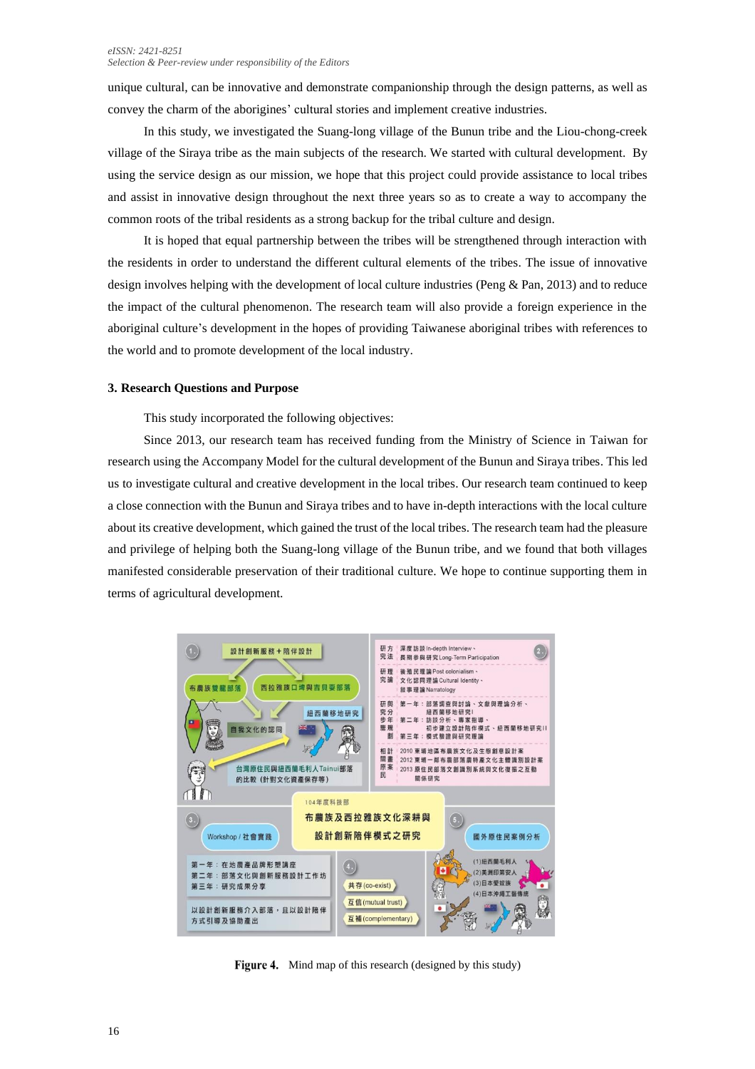unique cultural, can be innovative and demonstrate companionship through the design patterns, as well as convey the charm of the aborigines' cultural stories and implement creative industries.

In this study, we investigated the Suang-long village of the Bunun tribe and the Liou-chong-creek village of the Siraya tribe as the main subjects of the research. We started with cultural development. By using the service design as our mission, we hope that this project could provide assistance to local tribes and assist in innovative design throughout the next three years so as to create a way to accompany the common roots of the tribal residents as a strong backup for the tribal culture and design.

It is hoped that equal partnership between the tribes will be strengthened through interaction with the residents in order to understand the different cultural elements of the tribes. The issue of innovative design involves helping with the development of local culture industries (Peng & Pan, 2013) and to reduce the impact of the cultural phenomenon. The research team will also provide a foreign experience in the aboriginal culture's development in the hopes of providing Taiwanese aboriginal tribes with references to the world and to promote development of the local industry.

### 3. Research Questions and Purpose

This study incorporated the following objectives:

Since 2013, our research team has received funding from the Ministry of Science in Taiwan for research using the Accompany Model for the cultural development of the Bunun and Siraya tribes. This led us to investigate cultural and creative development in the local tribes. Our research team continued to keep a close connection with the Bunun and Siraya tribes and to have in-depth interactions with the local culture about its creative development, which gained the trust of the local tribes. The research team had the pleasure and privilege of helping both the Suang-long village of the Bunun tribe, and we found that both villages manifested considerable preservation of their traditional culture. We hope to continue supporting them in terms of agricultural development.

**Figure 4.** Mind map of this research (designed by this study)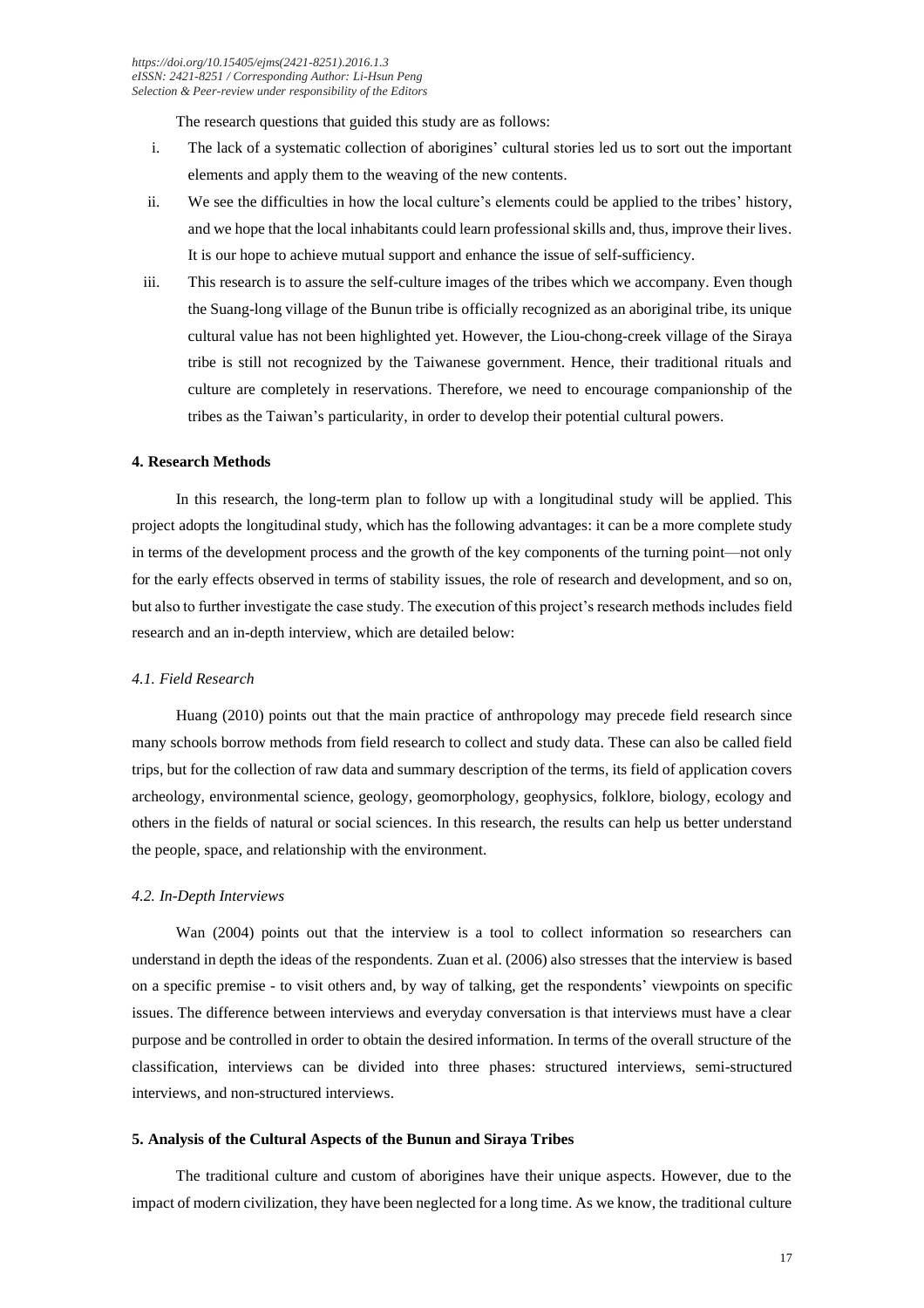The research questions that guided this study are as follows:

i. The lack of a systematic collection of aborigines' cultural stories led us to sort out the important elements and apply them to the weaving of the new contents.
ii. We see the difficulties in how the local culture's elements could be applied to the tribes' history, and we hope that the local inhabitants could learn professional skills and, thus, improve their lives. It is our hope to achieve mutual support and enhance the issue of self-sufficiency.
iii. This research is to assure the self-culture images of the tribes which we accompany. Even though the Suang-long village of the Bunun tribe is officially recognized as an aboriginal tribe, its unique cultural value has not been highlighted yet. However, the Liou-chong-creek village of the Siraya tribe is still not recognized by the Taiwanese government. Hence, their traditional rituals and culture are completely in reservations. Therefore, we need to encourage companionship of the tribes as the Taiwan's particularity, in order to develop their potential cultural powers.

## 4. Research Methods

In this research, the long-term plan to follow up with a longitudinal study will be applied. This project adopts the longitudinal study, which has the following advantages: it can be a more complete study in terms of the development process and the growth of the key components of the turning point—not only for the early effects observed in terms of stability issues, the role of research and development, and so on, but also to further investigate the case study. The execution of this project's research methods includes field research and an in-depth interview, which are detailed below:

### *4.1. Field Research*

Huang (2010) points out that the main practice of anthropology may precede field research since many schools borrow methods from field research to collect and study data. These can also be called field trips, but for the collection of raw data and summary description of the terms, its field of application covers archeology, environmental science, geology, geomorphology, geophysics, folklore, biology, ecology and others in the fields of natural or social sciences. In this research, the results can help us better understand the people, space, and relationship with the environment.

### *4.2. In-Depth Interviews*

Wan (2004) points out that the interview is a tool to collect information so researchers can understand in depth the ideas of the respondents. Zuan et al. (2006) also stresses that the interview is based on a specific premise - to visit others and, by way of talking, get the respondents' viewpoints on specific issues. The difference between interviews and everyday conversation is that interviews must have a clear purpose and be controlled in order to obtain the desired information. In terms of the overall structure of the classification, interviews can be divided into three phases: structured interviews, semi-structured interviews, and non-structured interviews.

## 5. Analysis of the Cultural Aspects of the Bunun and Siraya Tribes

The traditional culture and custom of aborigines have their unique aspects. However, due to the impact of modern civilization, they have been neglected for a long time. As we know, the traditional culture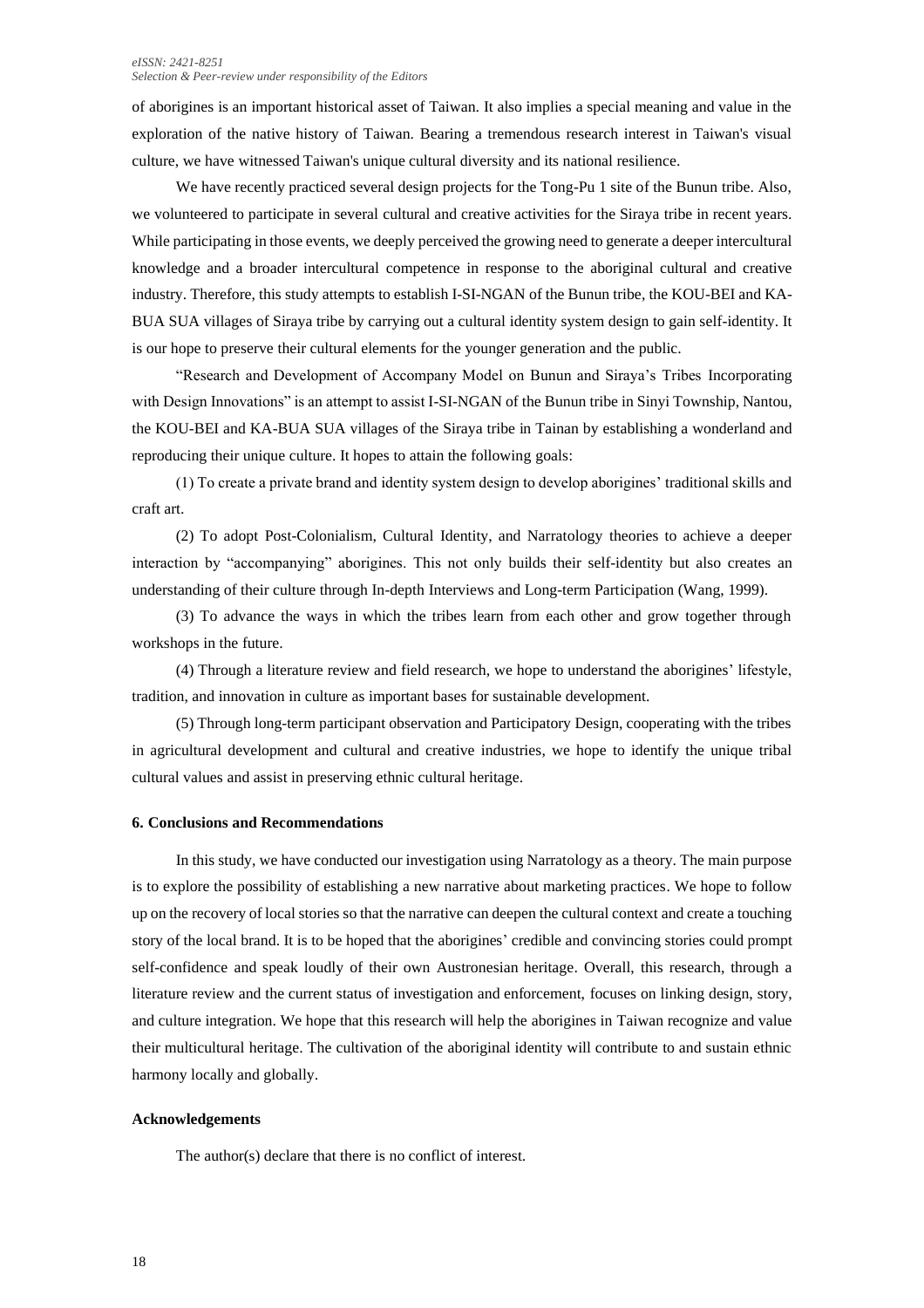of aborigines is an important historical asset of Taiwan. It also implies a special meaning and value in the exploration of the native history of Taiwan. Bearing a tremendous research interest in Taiwan's visual culture, we have witnessed Taiwan's unique cultural diversity and its national resilience.

We have recently practiced several design projects for the Tong-Pu 1 site of the Bunun tribe. Also, we volunteered to participate in several cultural and creative activities for the Siraya tribe in recent years. While participating in those events, we deeply perceived the growing need to generate a deeper intercultural knowledge and a broader intercultural competence in response to the aboriginal cultural and creative industry. Therefore, this study attempts to establish I-SI-NGAN of the Bunun tribe, the KOU-BEI and KA-BUA SUA villages of Siraya tribe by carrying out a cultural identity system design to gain self-identity. It is our hope to preserve their cultural elements for the younger generation and the public.

"Research and Development of Accompany Model on Bunun and Siraya's Tribes Incorporating with Design Innovations" is an attempt to assist I-SI-NGAN of the Bunun tribe in Sinyi Township, Nantou, the KOU-BEI and KA-BUA SUA villages of the Siraya tribe in Tainan by establishing a wonderland and reproducing their unique culture. It hopes to attain the following goals:

(1) To create a private brand and identity system design to develop aborigines' traditional skills and craft art.

(2) To adopt Post-Colonialism, Cultural Identity, and Narratology theories to achieve a deeper interaction by "accompanying" aborigines. This not only builds their self-identity but also creates an understanding of their culture through In-depth Interviews and Long-term Participation (Wang, 1999).

(3) To advance the ways in which the tribes learn from each other and grow together through workshops in the future.

(4) Through a literature review and field research, we hope to understand the aborigines' lifestyle, tradition, and innovation in culture as important bases for sustainable development.

(5) Through long-term participant observation and Participatory Design, cooperating with the tribes in agricultural development and cultural and creative industries, we hope to identify the unique tribal cultural values and assist in preserving ethnic cultural heritage.

### 6. Conclusions and Recommendations

In this study, we have conducted our investigation using Narratology as a theory. The main purpose is to explore the possibility of establishing a new narrative about marketing practices. We hope to follow up on the recovery of local stories so that the narrative can deepen the cultural context and create a touching story of the local brand. It is to be hoped that the aborigines' credible and convincing stories could prompt self-confidence and speak loudly of their own Austronesian heritage. Overall, this research, through a literature review and the current status of investigation and enforcement, focuses on linking design, story, and culture integration. We hope that this research will help the aborigines in Taiwan recognize and value their multicultural heritage. The cultivation of the aboriginal identity will contribute to and sustain ethnic harmony locally and globally.

### Acknowledgements

The author(s) declare that there is no conflict of interest.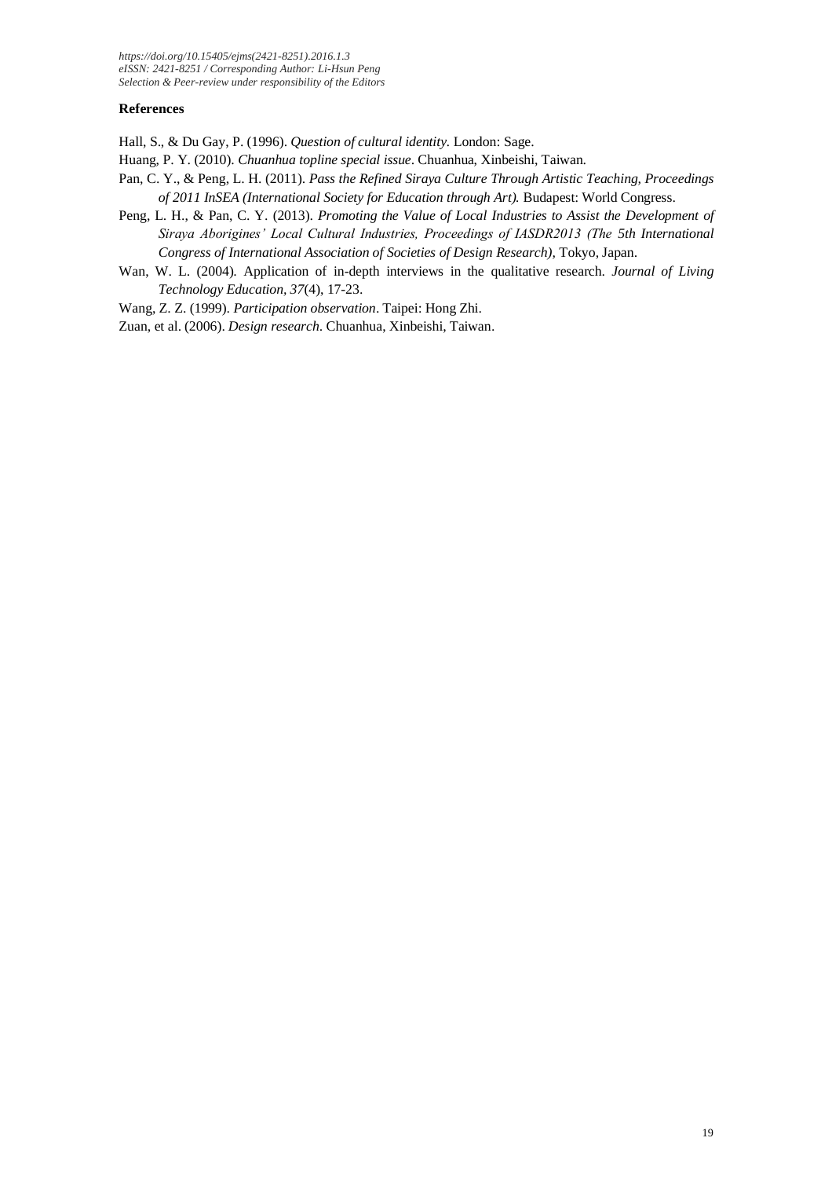**References**

Hall, S., & Du Gay, P. (1996). *Question of cultural identity.* London: Sage.

Huang, P. Y. (2010). *Chuanhua topline special issue*. Chuanhua, Xinbeishi, Taiwan.

Pan, C. Y., & Peng, L. H. (2011). *Pass the Refined Siraya Culture Through Artistic Teaching, Proceedings of 2011 InSEA (International Society for Education through Art).* Budapest: World Congress.

Peng, L. H., & Pan, C. Y. (2013). *Promoting the Value of Local Industries to Assist the Development of Siraya Aborigines' Local Cultural Industries, Proceedings of IASDR2013 (The 5th International Congress of International Association of Societies of Design Research),* Tokyo, Japan.

Wan, W. L. (2004). Application of in-depth interviews in the qualitative research. *Journal of Living Technology Education*, *37*(4), 17-23.

Wang, Z. Z. (1999). *Participation observation*. Taipei: Hong Zhi.

Zuan, et al. (2006). *Design research*. Chuanhua, Xinbeishi, Taiwan.